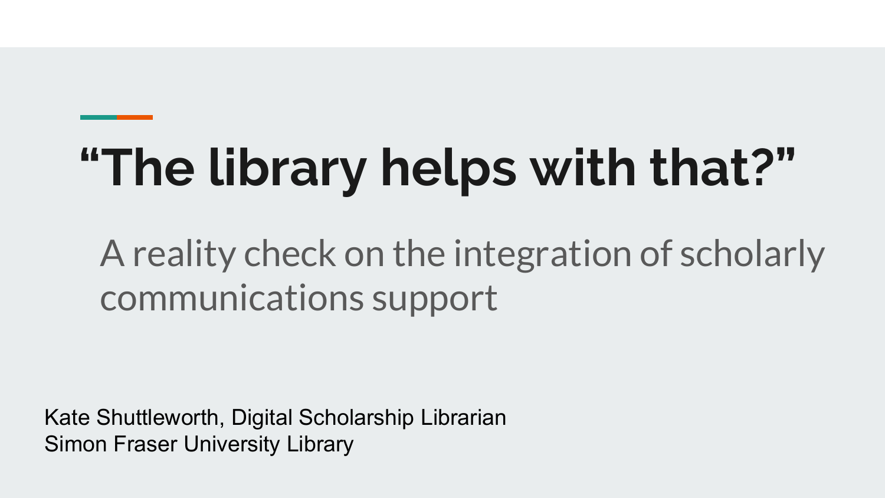# “The library helps with that?”

A reality check on the integration of scholarly communications support

Kate Shuttleworth, Digital Scholarship Librarian
Simon Fraser University Library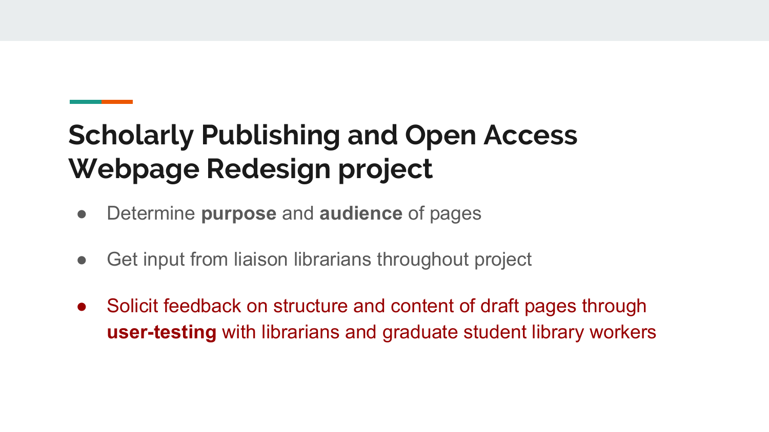## Scholarly Publishing and Open Access Webpage Redesign project

- Determine **purpose** and **audience** of pages
- Get input from liaison librarians throughout project
- Solicit feedback on structure and content of draft pages through **user-testing** with librarians and graduate student library workers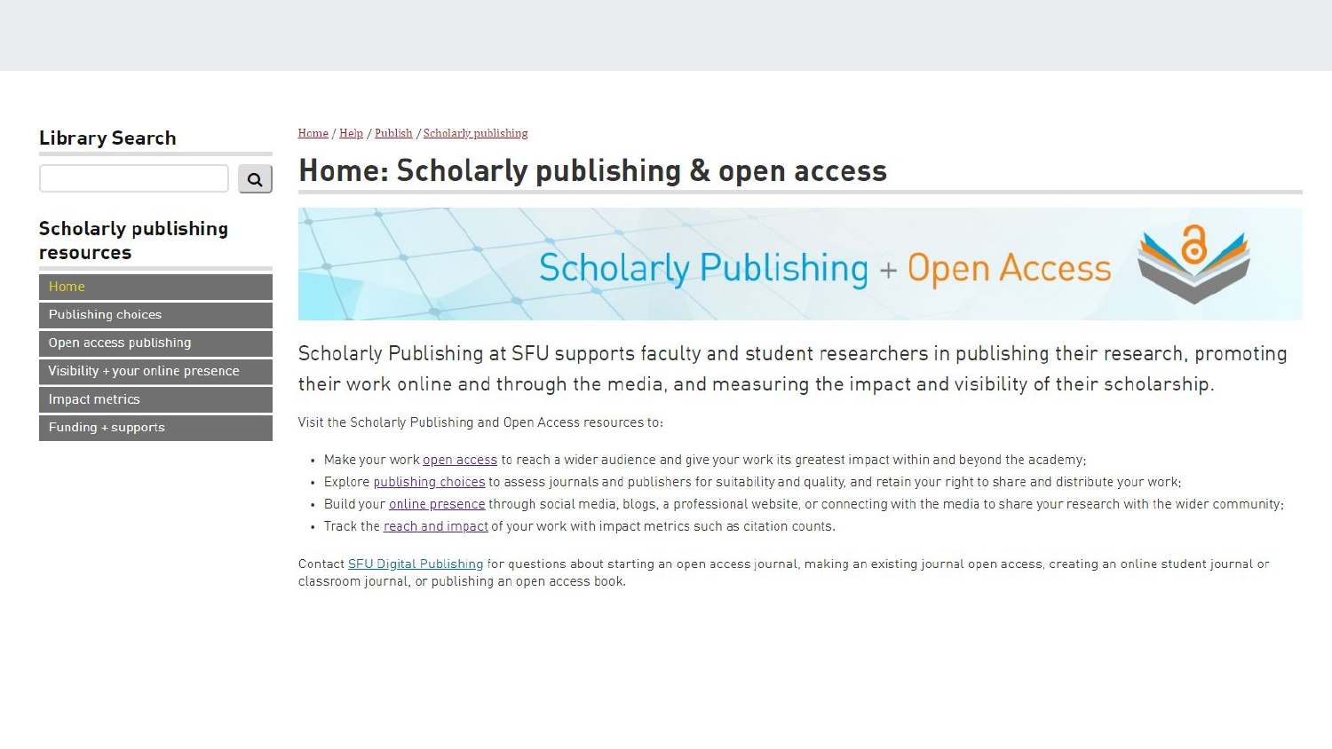## Library Search

## Scholarly publishing resources

- Home
- Publishing choices
- Open access publishing
- Visibility + your online presence
- Impact metrics
- Funding + supports

Home / Help / Publish / Scholarly publishing

# Home: Scholarly publishing & open access

Scholarly Publishing + Open Access

Scholarly Publishing at SFU supports faculty and student researchers in publishing their research, promoting their work online and through the media, and measuring the impact and visibility of their scholarship.

Visit the Scholarly Publishing and Open Access resources to:

- Make your work open access to reach a wider audience and give your work its greatest impact within and beyond the academy;
- Explore publishing choices to assess journals and publishers for suitability and quality, and retain your right to share and distribute your work;
- Build your online presence through social media, blogs, a professional website, or connecting with the media to share your research with the wider community;
- Track the reach and impact of your work with impact metrics such as citation counts.

Contact SFU Digital Publishing for questions about starting an open access journal, making an existing journal open access, creating an online student journal or classroom journal, or publishing an open access book.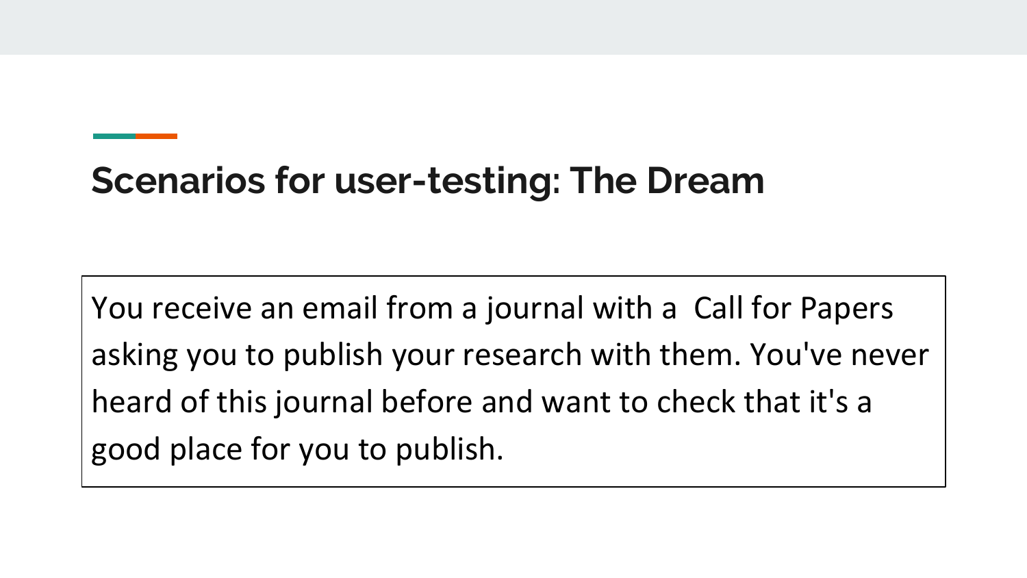## Scenarios for user-testing: The Dream

You receive an email from a journal with a  Call for Papers asking you to publish your research with them. You've never heard of this journal before and want to check that it's a good place for you to publish.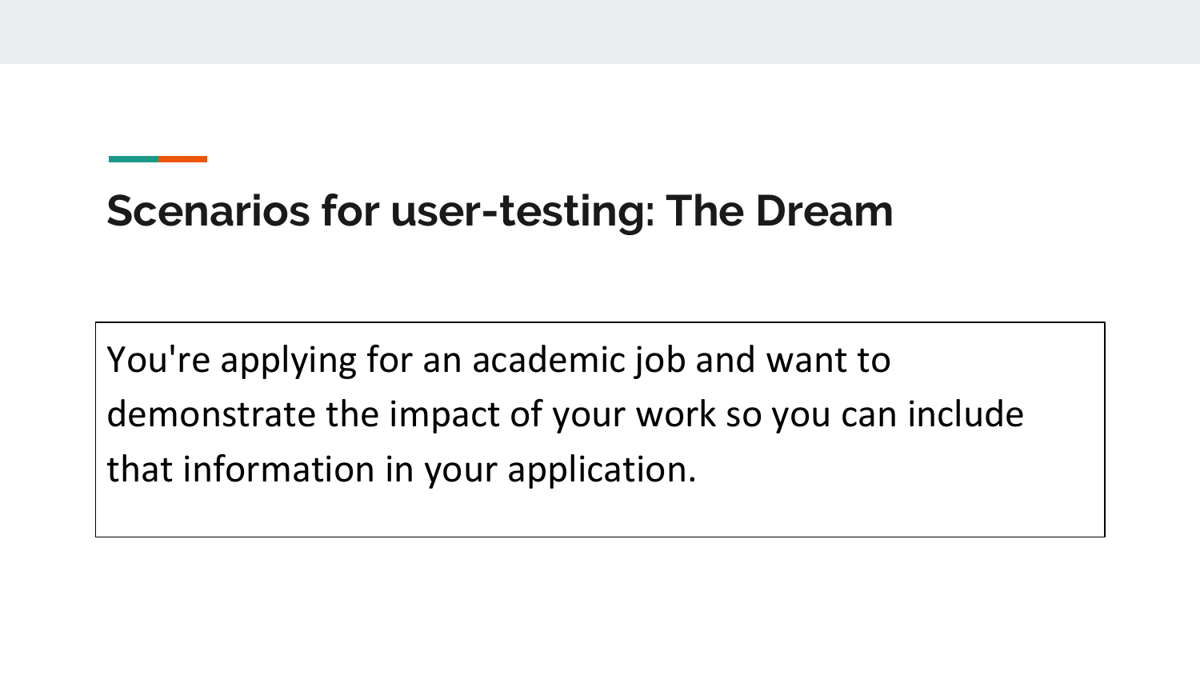## Scenarios for user-testing: The Dream

You're applying for an academic job and want to demonstrate the impact of your work so you can include that information in your application.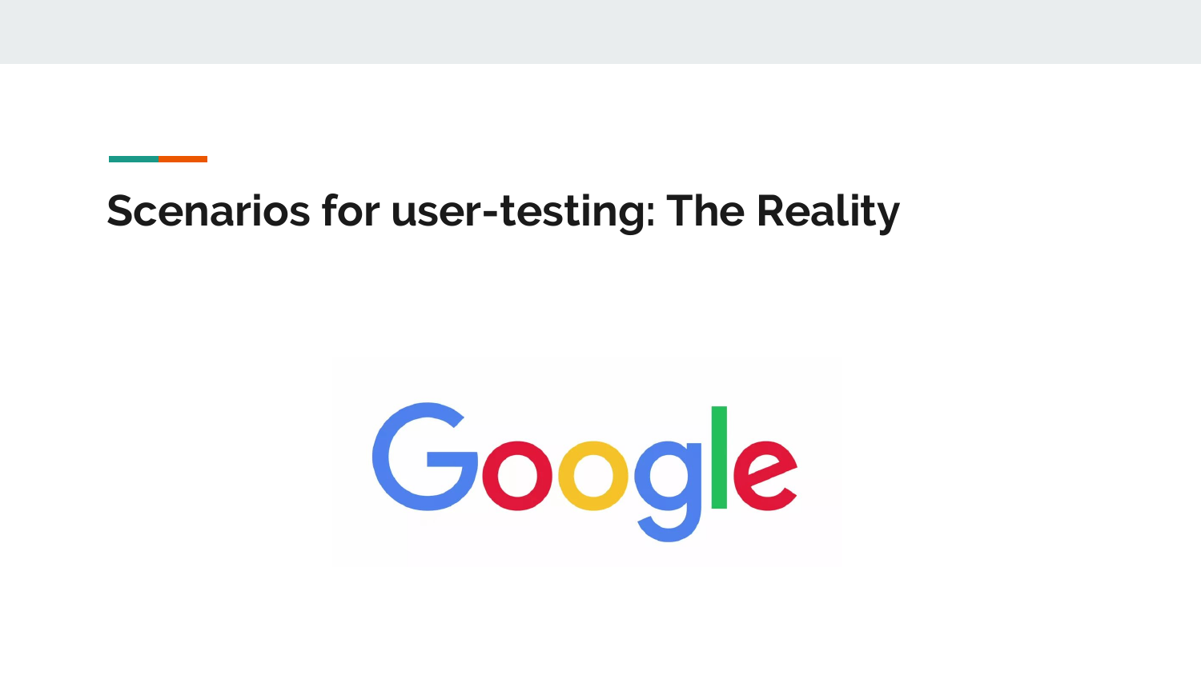## Scenarios for user-testing: The Reality

Google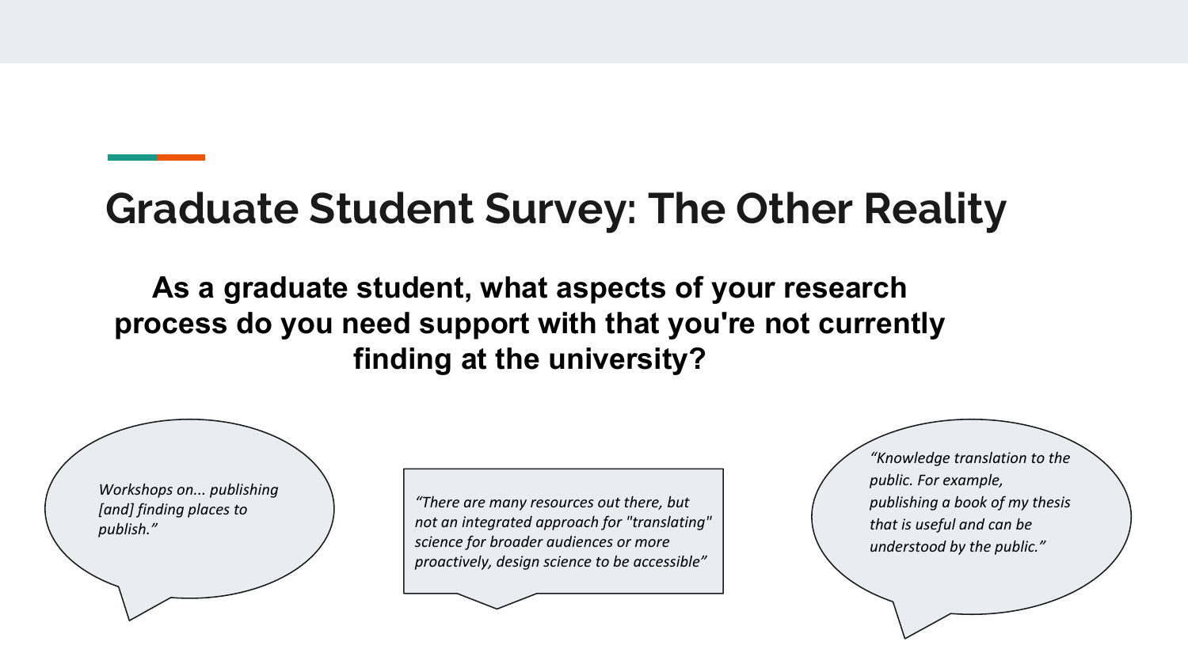# Graduate Student Survey: The Other Reality

**As a graduate student, what aspects of your research process do you need support with that you're not currently finding at the university?**

*Workshops on... publishing [and] finding places to publish."*

*"There are many resources out there, but not an integrated approach for "translating" science for broader audiences or more proactively, design science to be accessible"*

*"Knowledge translation to the public. For example, publishing a book of my thesis that is useful and can be understood by the public."*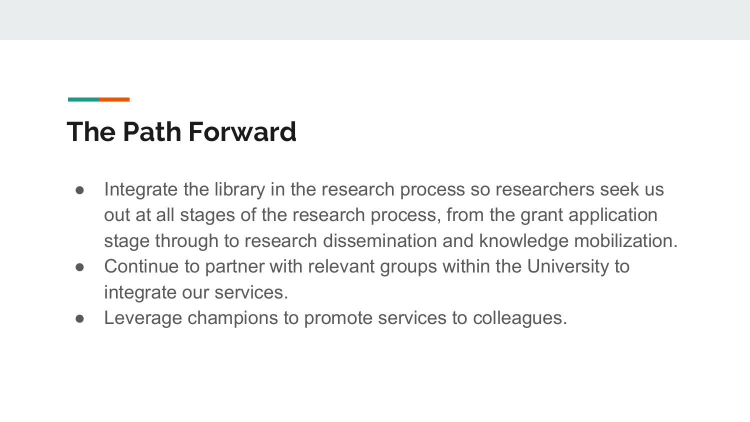## The Path Forward

- Integrate the library in the research process so researchers seek us out at all stages of the research process, from the grant application stage through to research dissemination and knowledge mobilization.
- Continue to partner with relevant groups within the University to integrate our services.
- Leverage champions to promote services to colleagues.